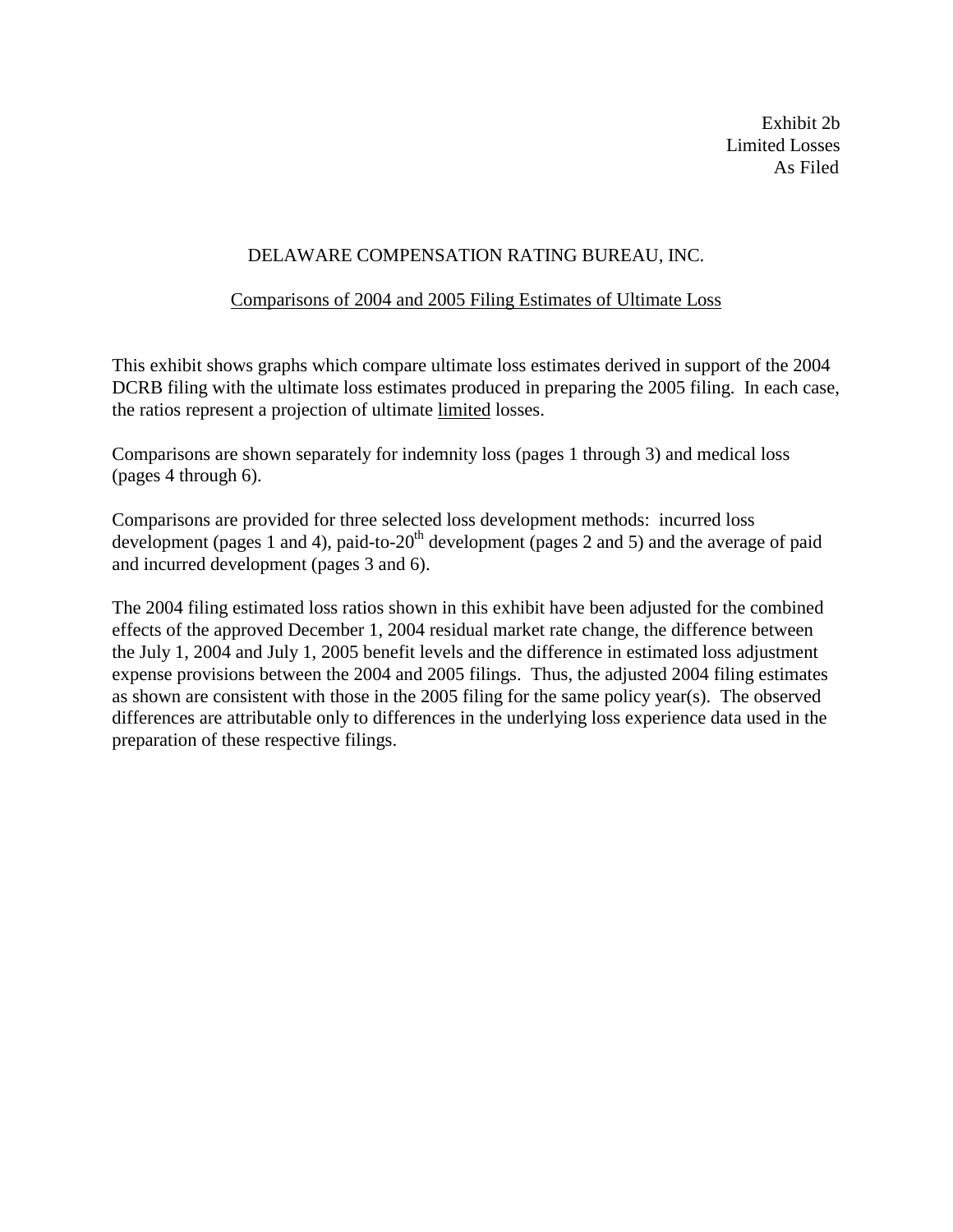Exhibit 2b
Limited Losses
As Filed

# DELAWARE COMPENSATION RATING BUREAU, INC.

## Comparisons of 2004 and 2005 Filing Estimates of Ultimate Loss

This exhibit shows graphs which compare ultimate loss estimates derived in support of the 2004 DCRB filing with the ultimate loss estimates produced in preparing the 2005 filing. In each case, the ratios represent a projection of ultimate limited losses.

Comparisons are shown separately for indemnity loss (pages 1 through 3) and medical loss (pages 4 through 6).

Comparisons are provided for three selected loss development methods: incurred loss development (pages 1 and 4), paid-to-20th development (pages 2 and 5) and the average of paid and incurred development (pages 3 and 6).

The 2004 filing estimated loss ratios shown in this exhibit have been adjusted for the combined effects of the approved December 1, 2004 residual market rate change, the difference between the July 1, 2004 and July 1, 2005 benefit levels and the difference in estimated loss adjustment expense provisions between the 2004 and 2005 filings. Thus, the adjusted 2004 filing estimates as shown are consistent with those in the 2005 filing for the same policy year(s). The observed differences are attributable only to differences in the underlying loss experience data used in the preparation of these respective filings.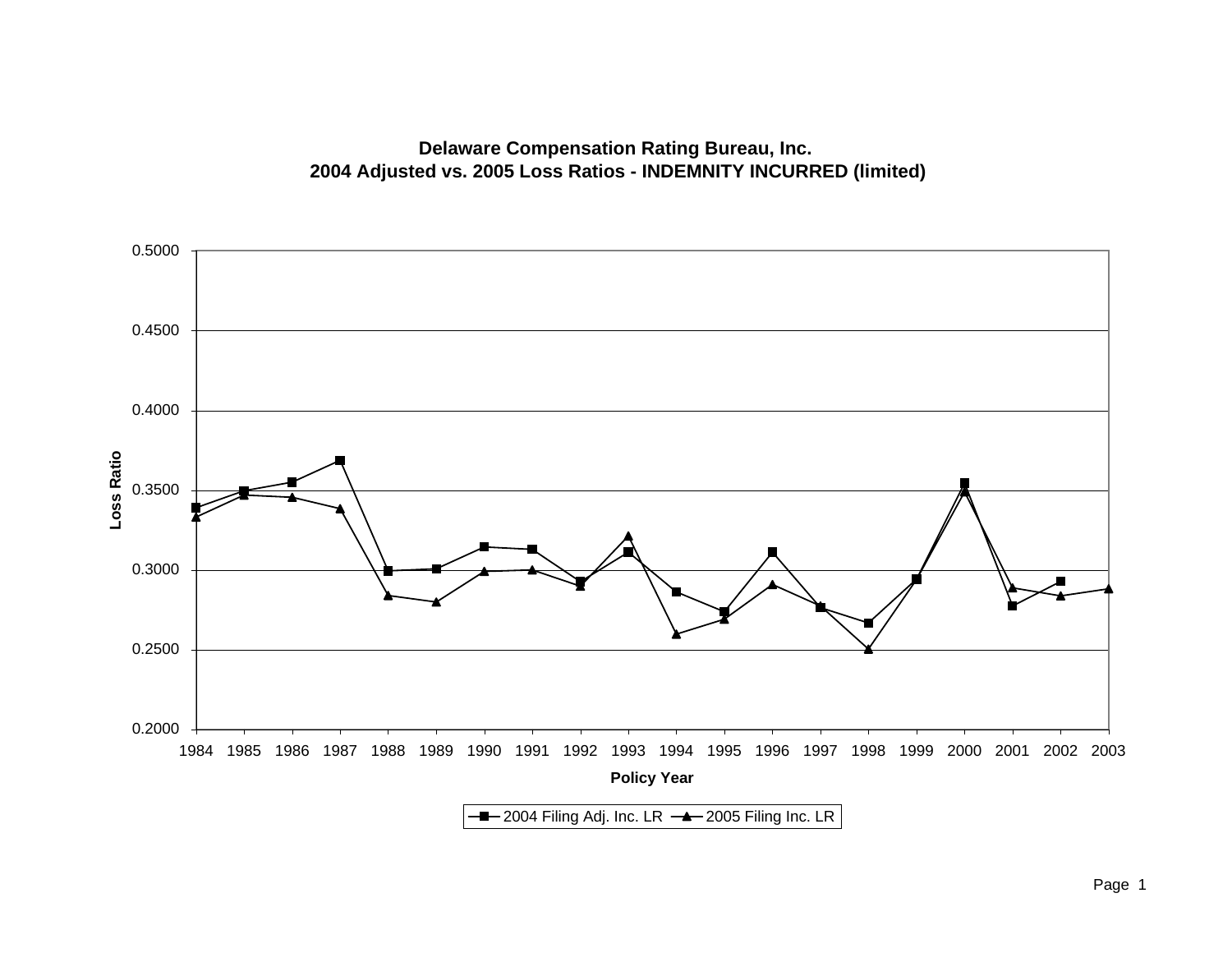**Delaware Compensation Rating Bureau, Inc.**
**2004 Adjusted vs. 2005 Loss Ratios - INDEMNITY INCURRED (limited)**

Loss Ratio

0.5000
0.4500
0.4000
0.3500
0.3000
0.2500
0.2000

1984 1985 1986 1987 1988 1989 1990 1991 1992 1993 1994 1995 1996 1997 1998 1999 2000 2001 2002 2003

Policy Year

2004 Filing Adj. Inc. LR
2005 Filing Inc. LR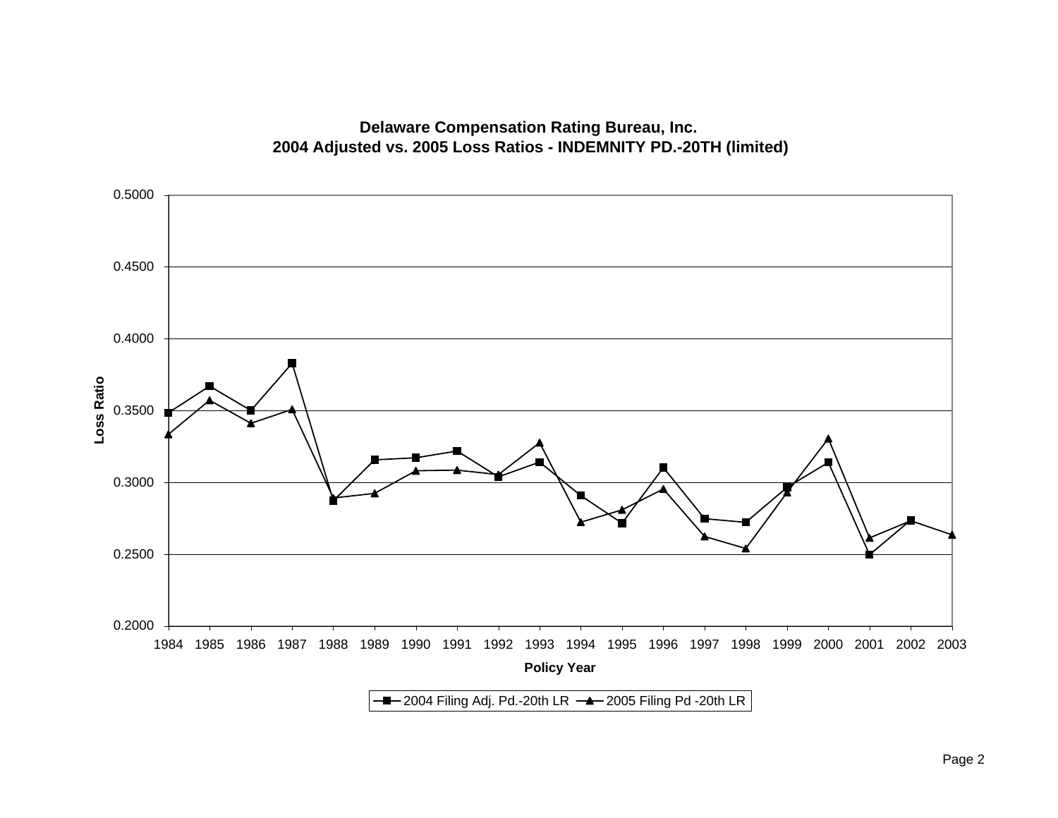**Delaware Compensation Rating Bureau, Inc.**
**2004 Adjusted vs. 2005 Loss Ratios - INDEMNITY PD.-20TH (limited)**

Loss Ratio

0.5000
0.4500
0.4000
0.3500
0.3000
0.2500
0.2000

1984 1985 1986 1987 1988 1989 1990 1991 1992 1993 1994 1995 1996 1997 1998 1999 2000 2001 2002 2003

Policy Year

2004 Filing Adj. Pd.-20th LR
2005 Filing Pd -20th LR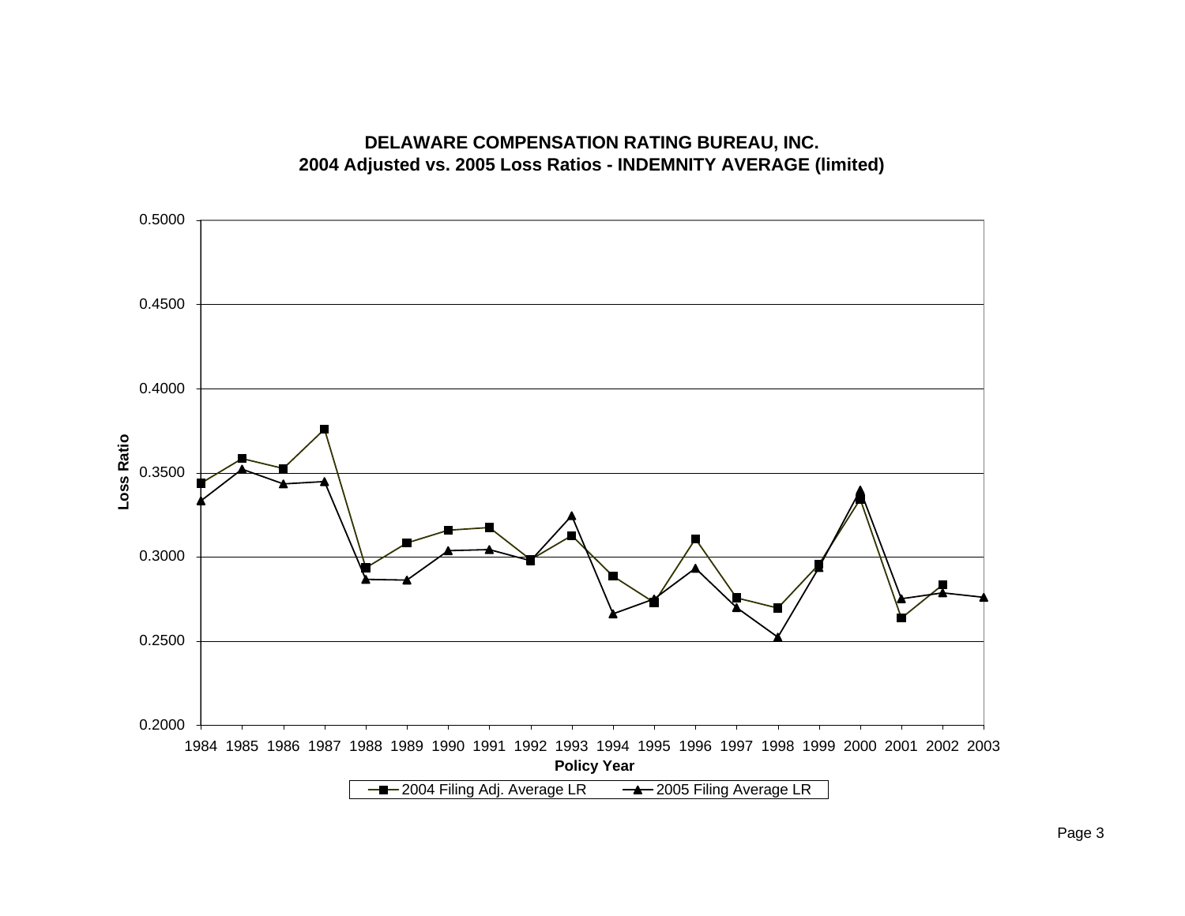**DELAWARE COMPENSATION RATING BUREAU, INC.**
**2004 Adjusted vs. 2005 Loss Ratios - INDEMNITY AVERAGE (limited)**

Loss Ratio

0.5000
0.4500
0.4000
0.3500
0.3000
0.2500
0.2000

1984 1985 1986 1987 1988 1989 1990 1991 1992 1993 1994 1995 1996 1997 1998 1999 2000 2001 2002 2003

**Policy Year**

2004 Filing Adj. Average LR — 2005 Filing Average LR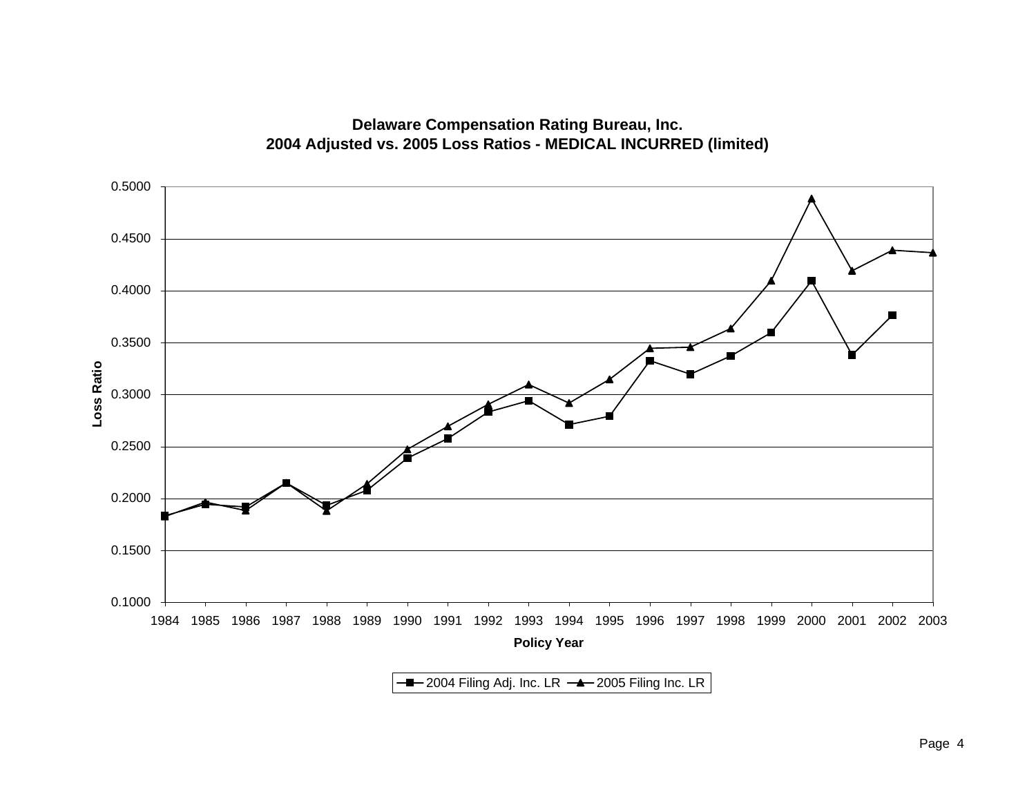**Delaware Compensation Rating Bureau, Inc.**
**2004 Adjusted vs. 2005 Loss Ratios - MEDICAL INCURRED (limited)**

Loss Ratio

0.5000
0.4500
0.4000
0.3500
0.3000
0.2500
0.2000
0.1500
0.1000

1984 1985 1986 1987 1988 1989 1990 1991 1992 1993 1994 1995 1996 1997 1998 1999 2000 2001 2002 2003

Policy Year

2004 Filing Adj. Inc. LR
2005 Filing Inc. LR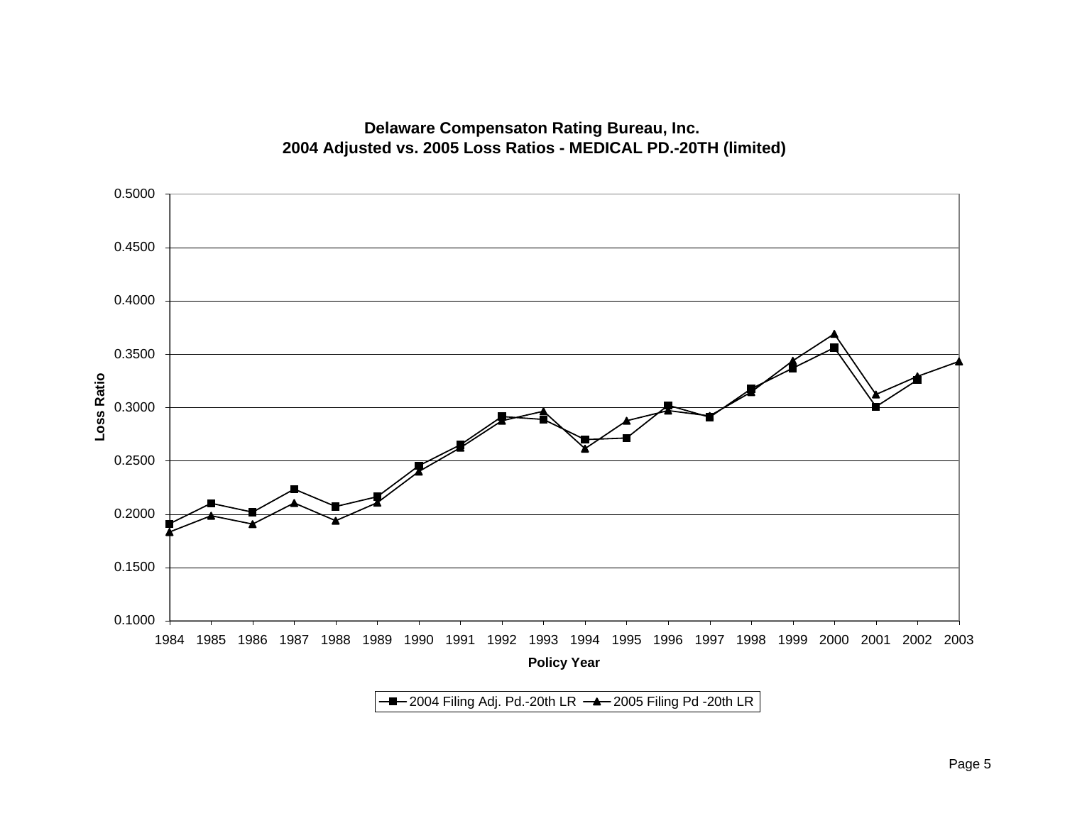Delaware Compensaton Rating Bureau, Inc.
2004 Adjusted vs. 2005 Loss Ratios - MEDICAL PD.-20TH (limited)

Loss Ratio

0.5000
0.4500
0.4000
0.3500
0.3000
0.2500
0.2000
0.1500
0.1000

1984 1985 1986 1987 1988 1989 1990 1991 1992 1993 1994 1995 1996 1997 1998 1999 2000 2001 2002 2003

Policy Year

2004 Filing Adj. Pd.-20th LR
2005 Filing Pd -20th LR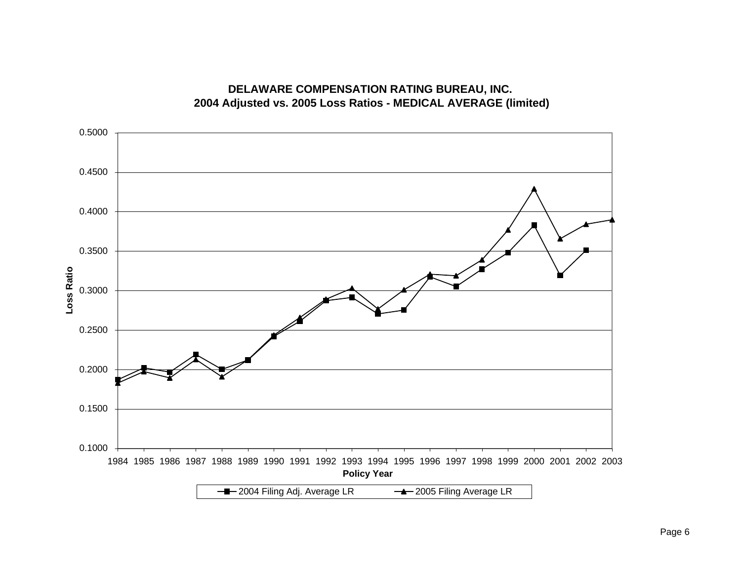**DELAWARE COMPENSATION RATING BUREAU, INC.**
**2004 Adjusted vs. 2005 Loss Ratios - MEDICAL AVERAGE (limited)**

Loss Ratio

0.5000
0.4500
0.4000
0.3500
0.3000
0.2500
0.2000
0.1500
0.1000

1984 1985 1986 1987 1988 1989 1990 1991 1992 1993 1994 1995 1996 1997 1998 1999 2000 2001 2002 2003

Policy Year

2004 Filing Adj. Average LR
2005 Filing Average LR